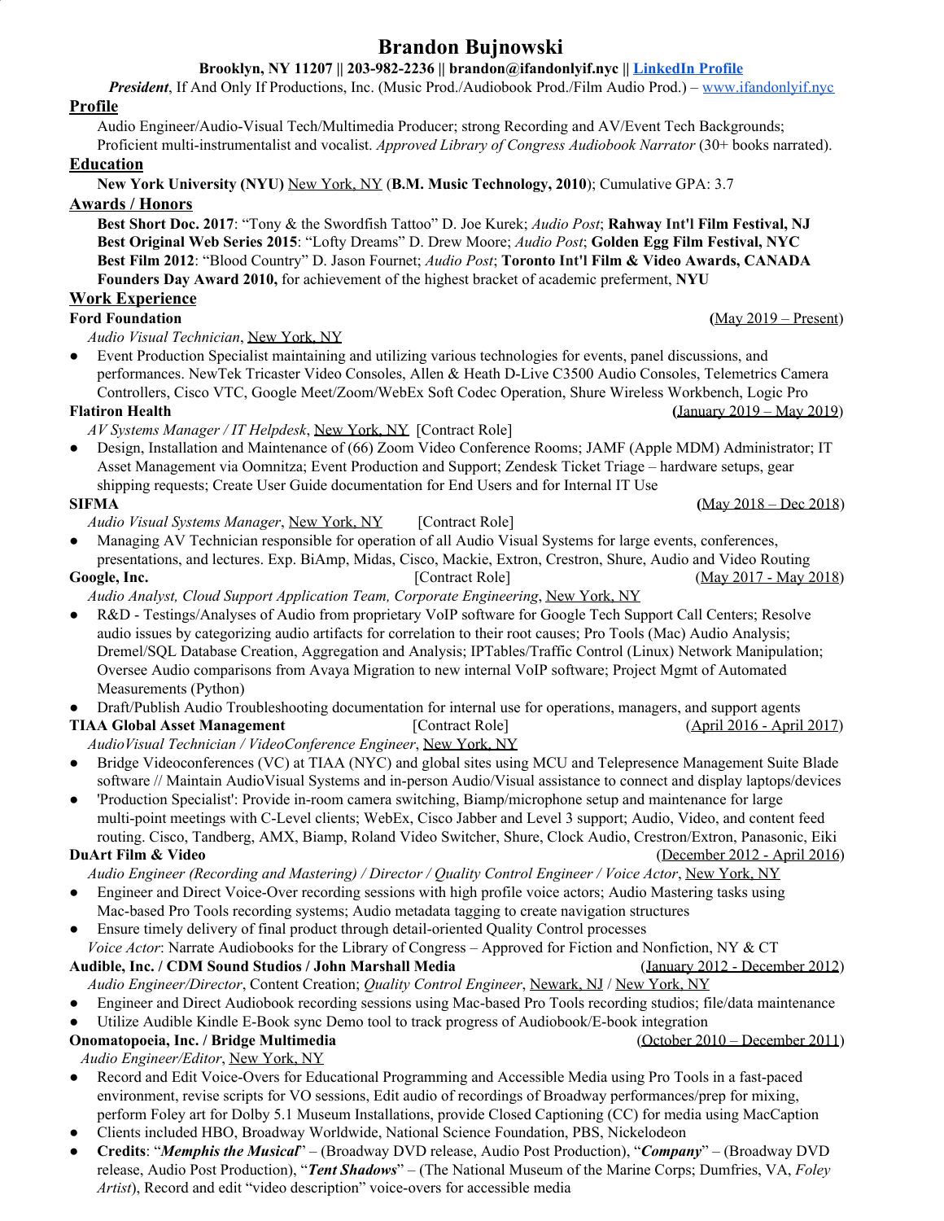# Brandon Bujnowski

**Brooklyn, NY 11207 || 203-982-2236 || brandon@ifandonlyif.nyc || [LinkedIn Profile]**

***President***, If And Only If Productions, Inc. (Music Prod./Audiobook Prod./Film Audio Prod.) – www.ifandonlyif.nyc

## Profile

Audio Engineer/Audio-Visual Tech/Multimedia Producer; strong Recording and AV/Event Tech Backgrounds; Proficient multi-instrumentalist and vocalist. *Approved Library of Congress Audiobook Narrator* (30+ books narrated).

## Education

**New York University (NYU)** New York, NY (**B.M. Music Technology, 2010**); Cumulative GPA: 3.7

## Awards / Honors

**Best Short Doc. 2017**: "Tony & the Swordfish Tattoo" D. Joe Kurek; *Audio Post*; **Rahway Int'l Film Festival, NJ**
**Best Original Web Series 2015**: "Lofty Dreams" D. Drew Moore; *Audio Post*; **Golden Egg Film Festival, NYC**
**Best Film 2012**: "Blood Country" D. Jason Fournet; *Audio Post*; **Toronto Int'l Film & Video Awards, CANADA**
**Founders Day Award 2010,** for achievement of the highest bracket of academic preferment, **NYU**

## Work Experience

**Ford Foundation** (May 2019 – Present)
*Audio Visual Technician*, New York, NY

- Event Production Specialist maintaining and utilizing various technologies for events, panel discussions, and performances. NewTek Tricaster Video Consoles, Allen & Heath D-Live C3500 Audio Consoles, Telemetrics Camera Controllers, Cisco VTC, Google Meet/Zoom/WebEx Soft Codec Operation, Shure Wireless Workbench, Logic Pro

**Flatiron Health** (January 2019 – May 2019)
*AV Systems Manager / IT Helpdesk*, New York, NY [Contract Role]

- Design, Installation and Maintenance of (66) Zoom Video Conference Rooms; JAMF (Apple MDM) Administrator; IT Asset Management via Oomnitza; Event Production and Support; Zendesk Ticket Triage – hardware setups, gear shipping requests; Create User Guide documentation for End Users and for Internal IT Use

**SIFMA** (May 2018 – Dec 2018)
*Audio Visual Systems Manager*, New York, NY [Contract Role]

- Managing AV Technician responsible for operation of all Audio Visual Systems for large events, conferences, presentations, and lectures. Exp. BiAmp, Midas, Cisco, Mackie, Extron, Crestron, Shure, Audio and Video Routing

**Google, Inc.** [Contract Role] (May 2017 - May 2018)
*Audio Analyst, Cloud Support Application Team, Corporate Engineering*, New York, NY

- R&D - Testings/Analyses of Audio from proprietary VoIP software for Google Tech Support Call Centers; Resolve audio issues by categorizing audio artifacts for correlation to their root causes; Pro Tools (Mac) Audio Analysis; Dremel/SQL Database Creation, Aggregation and Analysis; IPTables/Traffic Control (Linux) Network Manipulation; Oversee Audio comparisons from Avaya Migration to new internal VoIP software; Project Mgmt of Automated Measurements (Python)
- Draft/Publish Audio Troubleshooting documentation for internal use for operations, managers, and support agents

**TIAA Global Asset Management** [Contract Role] (April 2016 - April 2017)
*AudioVisual Technician / VideoConference Engineer*, New York, NY

- Bridge Videoconferences (VC) at TIAA (NYC) and global sites using MCU and Telepresence Management Suite Blade software // Maintain AudioVisual Systems and in-person Audio/Visual assistance to connect and display laptops/devices
- 'Production Specialist': Provide in-room camera switching, Biamp/microphone setup and maintenance for large multi-point meetings with C-Level clients; WebEx, Cisco Jabber and Level 3 support; Audio, Video, and content feed routing. Cisco, Tandberg, AMX, Biamp, Roland Video Switcher, Shure, Clock Audio, Crestron/Extron, Panasonic, Eiki

**DuArt Film & Video** (December 2012 - April 2016)
*Audio Engineer (Recording and Mastering) / Director / Quality Control Engineer / Voice Actor*, New York, NY

- Engineer and Direct Voice-Over recording sessions with high profile voice actors; Audio Mastering tasks using Mac-based Pro Tools recording systems; Audio metadata tagging to create navigation structures
- Ensure timely delivery of final product through detail-oriented Quality Control processes

*Voice Actor*: Narrate Audiobooks for the Library of Congress – Approved for Fiction and Nonfiction, NY & CT

**Audible, Inc. / CDM Sound Studios / John Marshall Media** (January 2012 - December 2012)
*Audio Engineer/Director*, Content Creation; *Quality Control Engineer*, Newark, NJ / New York, NY

- Engineer and Direct Audiobook recording sessions using Mac-based Pro Tools recording studios; file/data maintenance
- Utilize Audible Kindle E-Book sync Demo tool to track progress of Audiobook/E-book integration

**Onomatopoeia, Inc. / Bridge Multimedia** (October 2010 – December 2011)
*Audio Engineer/Editor*, New York, NY

- Record and Edit Voice-Overs for Educational Programming and Accessible Media using Pro Tools in a fast-paced environment, revise scripts for VO sessions, Edit audio of recordings of Broadway performances/prep for mixing, perform Foley art for Dolby 5.1 Museum Installations, provide Closed Captioning (CC) for media using MacCaption
- Clients included HBO, Broadway Worldwide, National Science Foundation, PBS, Nickelodeon
- **Credits**: "***Memphis the Musical***" – (Broadway DVD release, Audio Post Production), "***Company***" – (Broadway DVD release, Audio Post Production), "***Tent Shadows***" – (The National Museum of the Marine Corps; Dumfries, VA, *Foley Artist*), Record and edit "video description" voice-overs for accessible media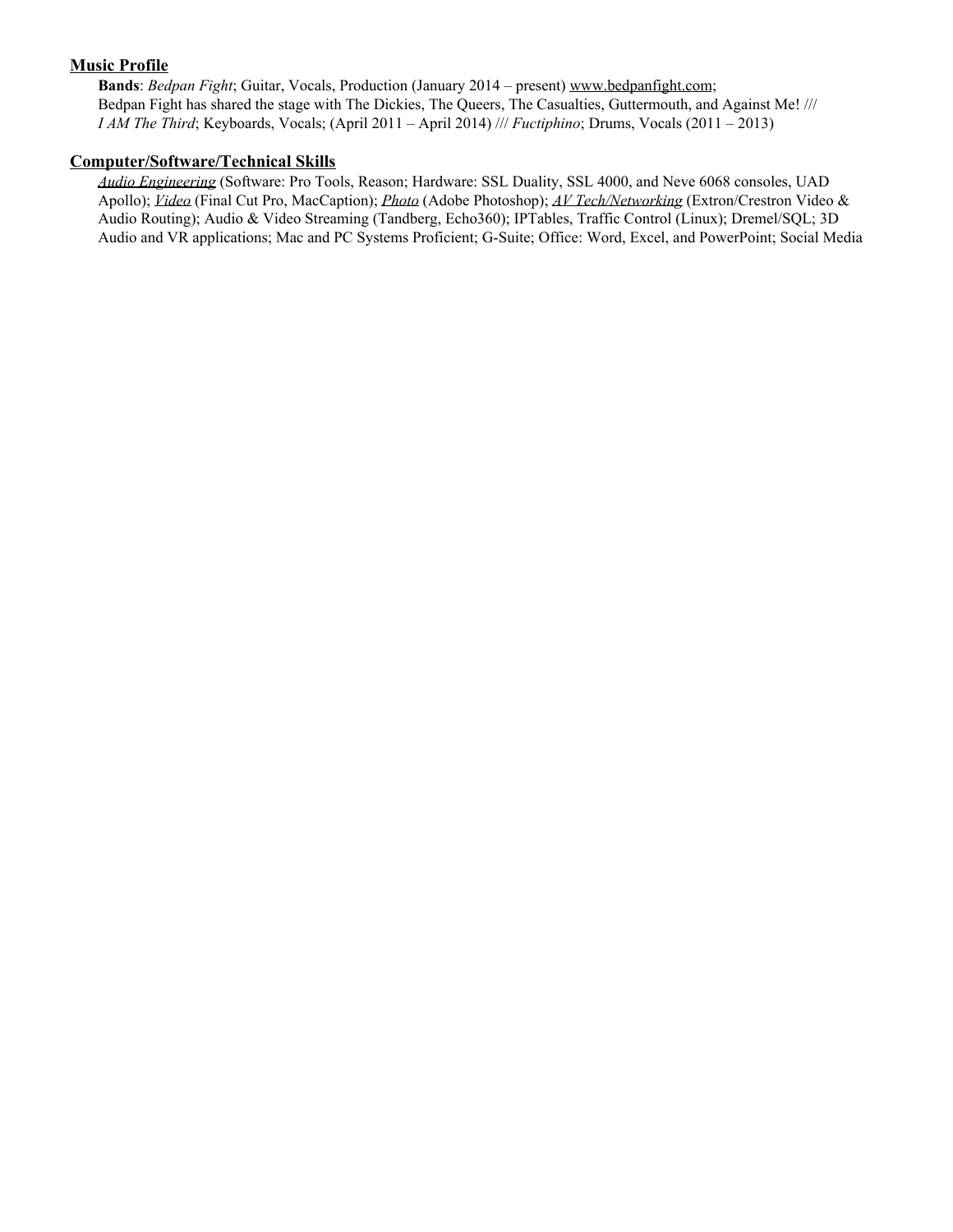## Music Profile

**Bands**: *Bedpan Fight*; Guitar, Vocals, Production (January 2014 – present) www.bedpanfight.com;
Bedpan Fight has shared the stage with The Dickies, The Queers, The Casualties, Guttermouth, and Against Me! ///
*I AM The Third*; Keyboards, Vocals; (April 2011 – April 2014) /// *Fuctiphino*; Drums, Vocals (2011 – 2013)

## Computer/Software/Technical Skills

*Audio Engineering* (Software: Pro Tools, Reason; Hardware: SSL Duality, SSL 4000, and Neve 6068 consoles, UAD Apollo); *Video* (Final Cut Pro, MacCaption); *Photo* (Adobe Photoshop); *AV Tech/Networking* (Extron/Crestron Video & Audio Routing); Audio & Video Streaming (Tandberg, Echo360); IPTables, Traffic Control (Linux); Dremel/SQL; 3D Audio and VR applications; Mac and PC Systems Proficient; G-Suite; Office: Word, Excel, and PowerPoint; Social Media